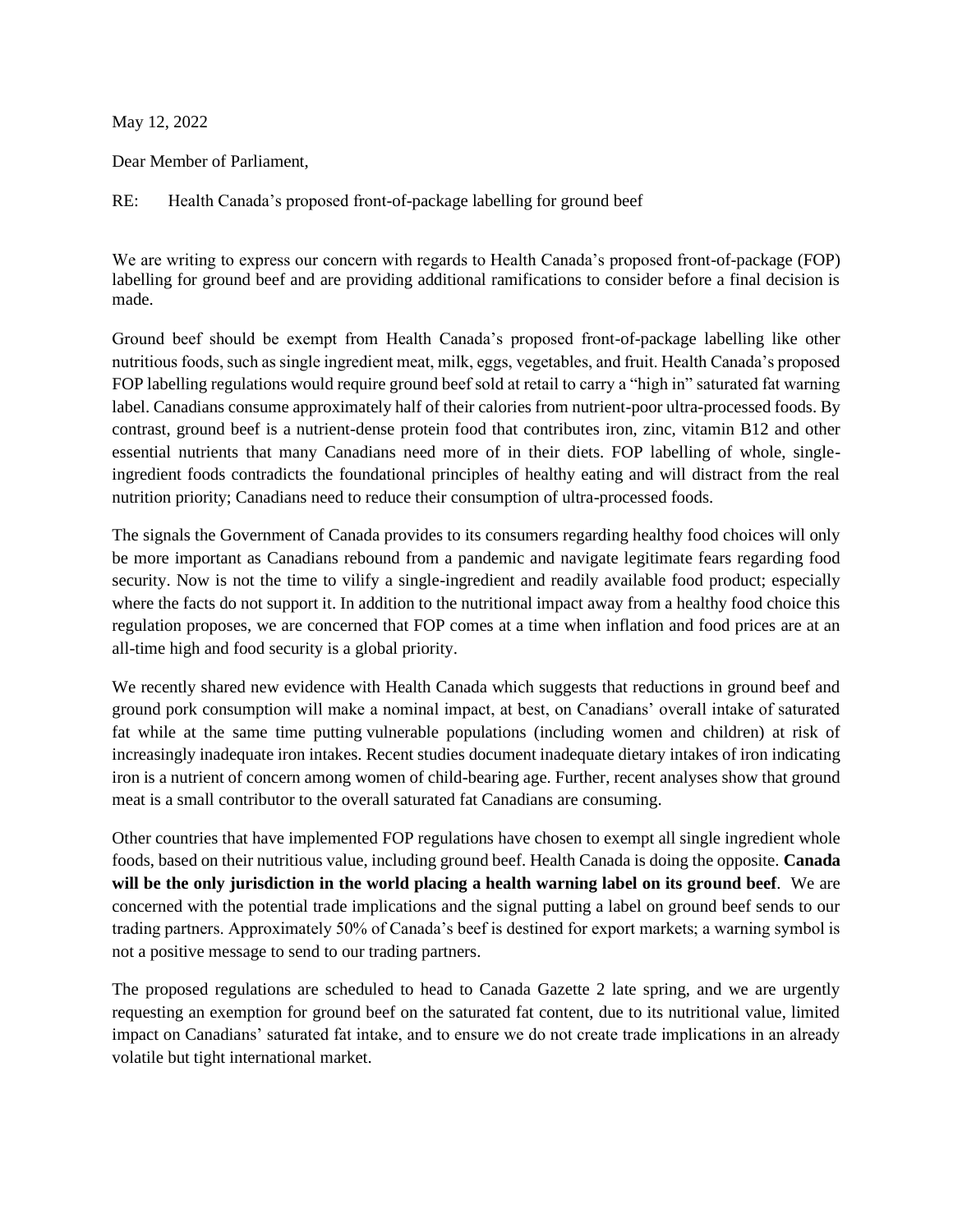May 12, 2022

Dear Member of Parliament,

RE: Health Canada's proposed front-of-package labelling for ground beef

We are writing to express our concern with regards to Health Canada's proposed front-of-package (FOP) labelling for ground beef and are providing additional ramifications to consider before a final decision is made.

Ground beef should be exempt from Health Canada's proposed front-of-package labelling like other nutritious foods, such as single ingredient meat, milk, eggs, vegetables, and fruit. Health Canada's proposed FOP labelling regulations would require ground beef sold at retail to carry a "high in" saturated fat warning label. Canadians consume approximately half of their calories from nutrient-poor ultra-processed foods. By contrast, ground beef is a nutrient-dense protein food that contributes iron, zinc, vitamin B12 and other essential nutrients that many Canadians need more of in their diets. FOP labelling of whole, single-ingredient foods contradicts the foundational principles of healthy eating and will distract from the real nutrition priority; Canadians need to reduce their consumption of ultra-processed foods.

The signals the Government of Canada provides to its consumers regarding healthy food choices will only be more important as Canadians rebound from a pandemic and navigate legitimate fears regarding food security. Now is not the time to vilify a single-ingredient and readily available food product; especially where the facts do not support it. In addition to the nutritional impact away from a healthy food choice this regulation proposes, we are concerned that FOP comes at a time when inflation and food prices are at an all-time high and food security is a global priority.

We recently shared new evidence with Health Canada which suggests that reductions in ground beef and ground pork consumption will make a nominal impact, at best, on Canadians' overall intake of saturated fat while at the same time putting vulnerable populations (including women and children) at risk of increasingly inadequate iron intakes. Recent studies document inadequate dietary intakes of iron indicating iron is a nutrient of concern among women of child-bearing age. Further, recent analyses show that ground meat is a small contributor to the overall saturated fat Canadians are consuming.

Other countries that have implemented FOP regulations have chosen to exempt all single ingredient whole foods, based on their nutritious value, including ground beef. Health Canada is doing the opposite. **Canada will be the only jurisdiction in the world placing a health warning label on its ground beef**. We are concerned with the potential trade implications and the signal putting a label on ground beef sends to our trading partners. Approximately 50% of Canada's beef is destined for export markets; a warning symbol is not a positive message to send to our trading partners.

The proposed regulations are scheduled to head to Canada Gazette 2 late spring, and we are urgently requesting an exemption for ground beef on the saturated fat content, due to its nutritional value, limited impact on Canadians' saturated fat intake, and to ensure we do not create trade implications in an already volatile but tight international market.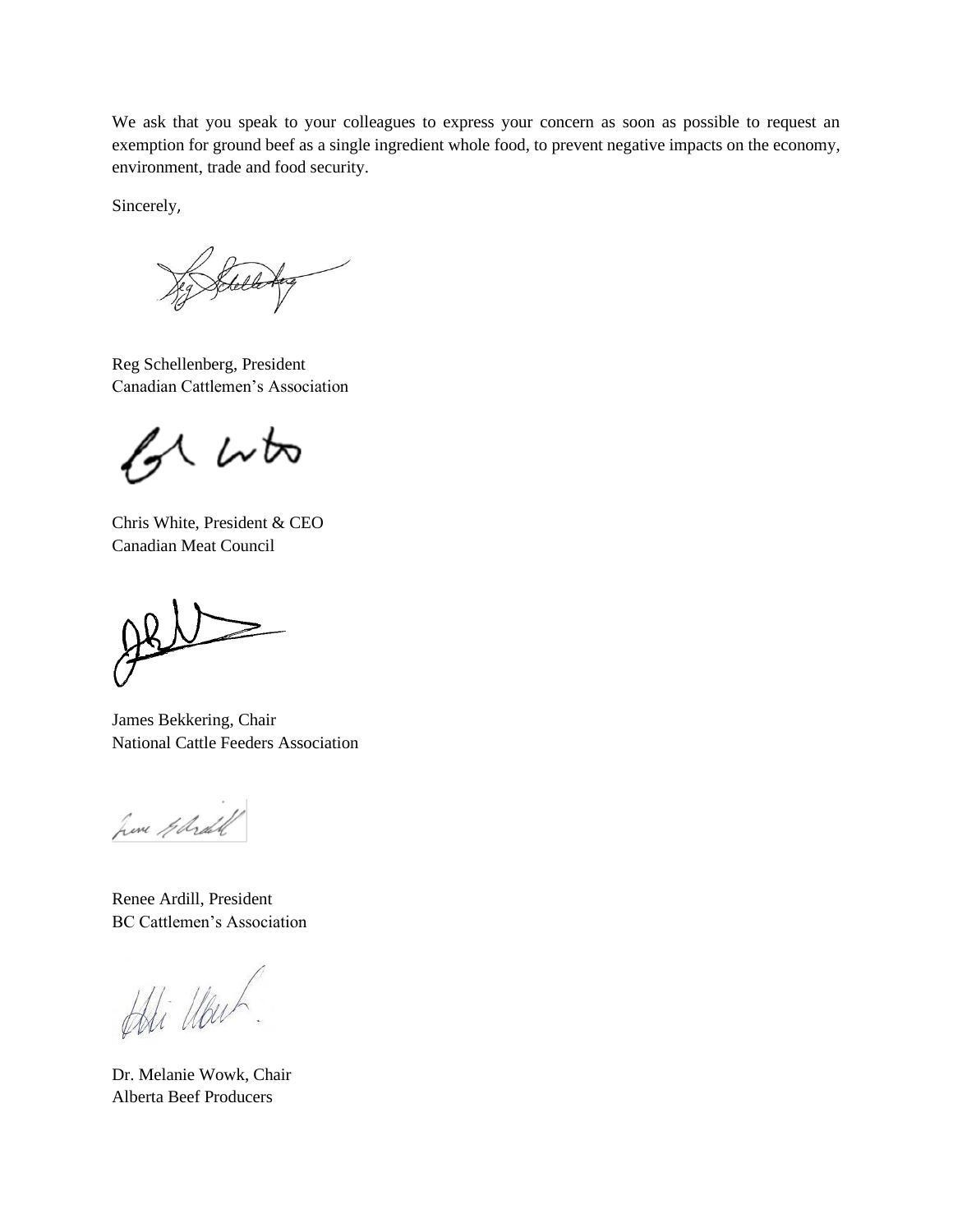We ask that you speak to your colleagues to express your concern as soon as possible to request an exemption for ground beef as a single ingredient whole food, to prevent negative impacts on the economy, environment, trade and food security.

Sincerely,

Reg Schellenberg, President
Canadian Cattlemen's Association

Chris White, President & CEO
Canadian Meat Council

James Bekkering, Chair
National Cattle Feeders Association

Renee Ardill, President
BC Cattlemen's Association

Dr. Melanie Wowk, Chair
Alberta Beef Producers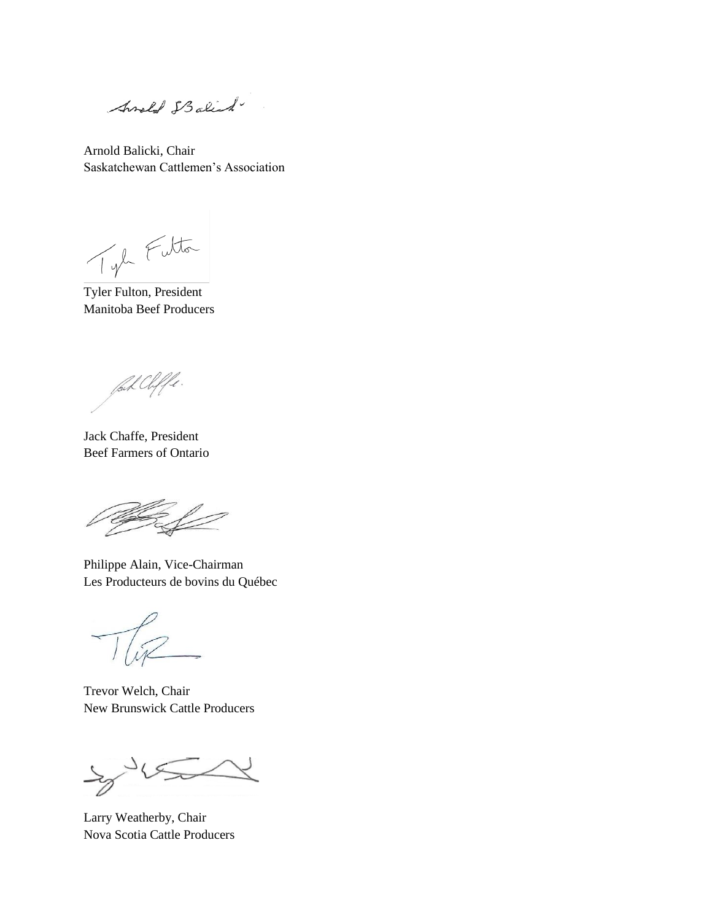Arnold Balicki, Chair
Saskatchewan Cattlemen's Association

Tyler Fulton, President
Manitoba Beef Producers

Jack Chaffe, President
Beef Farmers of Ontario

Philippe Alain, Vice-Chairman
Les Producteurs de bovins du Québec

Trevor Welch, Chair
New Brunswick Cattle Producers

Larry Weatherby, Chair
Nova Scotia Cattle Producers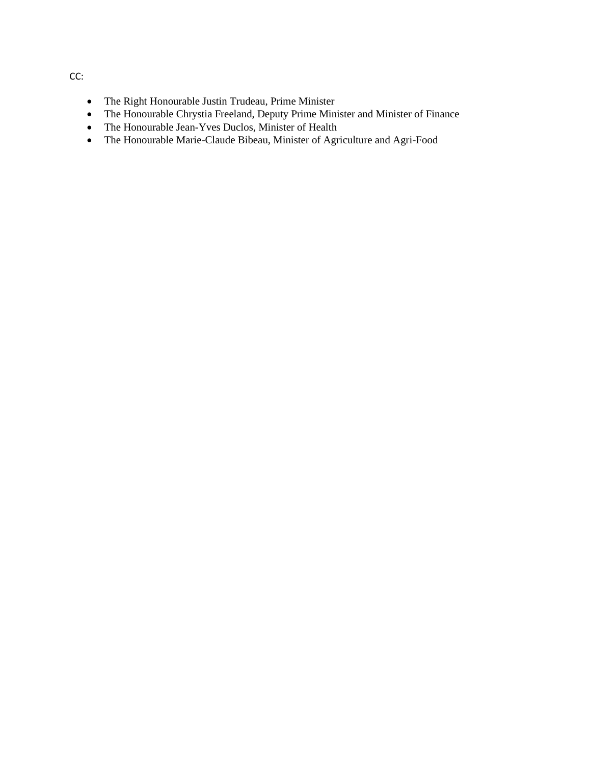CC:

- The Right Honourable Justin Trudeau, Prime Minister
- The Honourable Chrystia Freeland, Deputy Prime Minister and Minister of Finance
- The Honourable Jean-Yves Duclos, Minister of Health
- The Honourable Marie-Claude Bibeau, Minister of Agriculture and Agri-Food